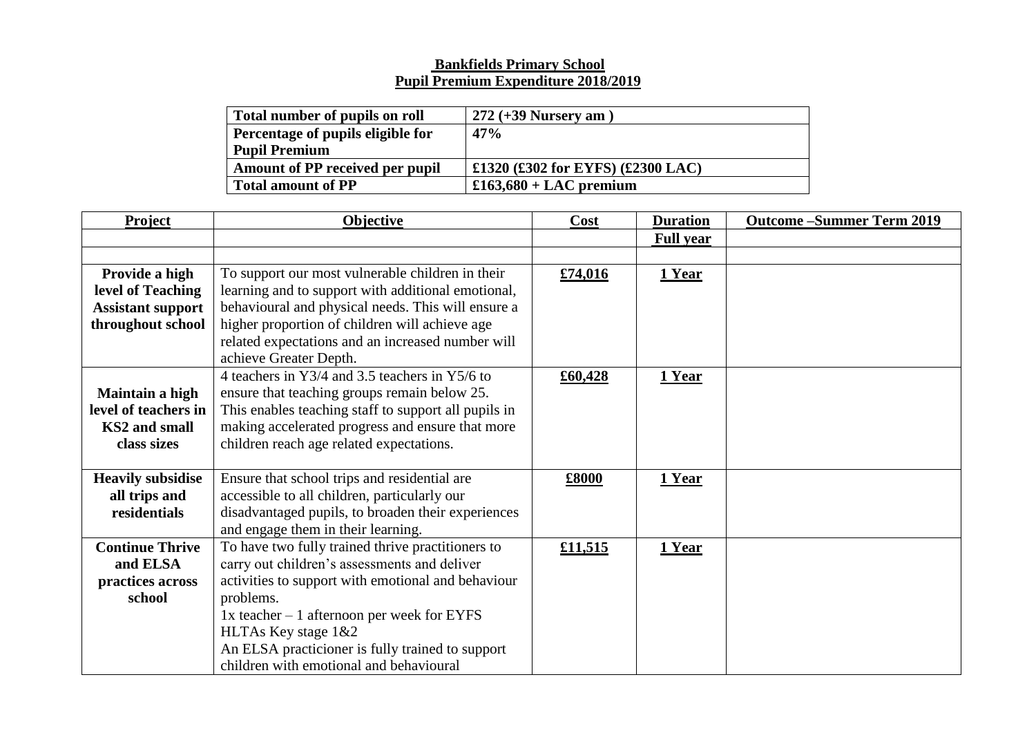**Bankfields Primary School**
**Pupil Premium Expenditure 2018/2019**

| Total number of pupils on roll | 272 (+39 Nursery am ) |
|---|---|
| Percentage of pupils eligible for Pupil Premium | 47% |
| Amount of PP received per pupil | £1320 (£302 for EYFS) (£2300 LAC) |
| Total amount of PP | £163,680 + LAC premium |

| Project | Objective | Cost | Duration | Outcome –Summer Term 2019 |
|---|---|---|---|---|
| | | | Full year | |
| | | | | |
| **Provide a high level of Teaching Assistant support throughout school** | To support our most vulnerable children in their learning and to support with additional emotional, behavioural and physical needs. This will ensure a higher proportion of children will achieve age related expectations and an increased number will achieve Greater Depth. | £74,016 | 1 Year | |
| **Maintain a high level of teachers in KS2 and small class sizes** | 4 teachers in Y3/4 and 3.5 teachers in Y5/6 to ensure that teaching groups remain below 25. This enables teaching staff to support all pupils in making accelerated progress and ensure that more children reach age related expectations. | £60,428 | 1 Year | |
| **Heavily subsidise all trips and residentials** | Ensure that school trips and residential are accessible to all children, particularly our disadvantaged pupils, to broaden their experiences and engage them in their learning. | £8000 | 1 Year | |
| **Continue Thrive and ELSA practices across school** | To have two fully trained thrive practitioners to carry out children's assessments and deliver activities to support with emotional and behaviour problems.<br>1x teacher – 1 afternoon per week for EYFS<br>HLTAs Key stage 1&2<br>An ELSA practicioner is fully trained to support children with emotional and behavioural | £11,515 | 1 Year | |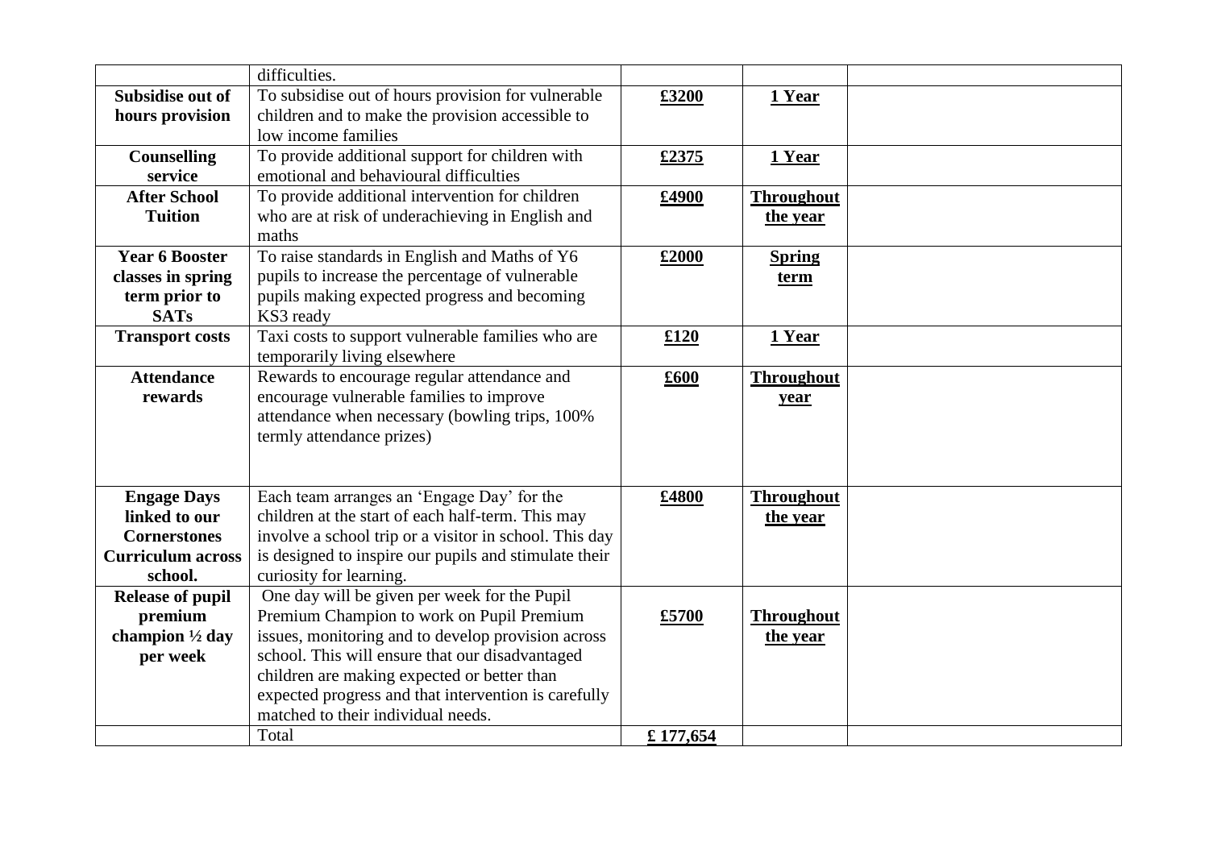| | | | | |
|---|---|---|---|---|
| | difficulties. | | | |
| **Subsidise out of hours provision** | To subsidise out of hours provision for vulnerable children and to make the provision accessible to low income families | **£3200** | **1 Year** | |
| **Counselling service** | To provide additional support for children with emotional and behavioural difficulties | **£2375** | **1 Year** | |
| **After School Tuition** | To provide additional intervention for children who are at risk of underachieving in English and maths | **£4900** | **Throughout the year** | |
| **Year 6 Booster classes in spring term prior to SATs** | To raise standards in English and Maths of Y6 pupils to increase the percentage of vulnerable pupils making expected progress and becoming KS3 ready | **£2000** | **Spring term** | |
| **Transport costs** | Taxi costs to support vulnerable families who are temporarily living elsewhere | **£120** | **1 Year** | |
| **Attendance rewards** | Rewards to encourage regular attendance and encourage vulnerable families to improve attendance when necessary (bowling trips, 100% termly attendance prizes) | **£600** | **Throughout year** | |
| **Engage Days linked to our Cornerstones Curriculum across school.** | Each team arranges an 'Engage Day' for the children at the start of each half-term. This may involve a school trip or a visitor in school. This day is designed to inspire our pupils and stimulate their curiosity for learning. | **£4800** | **Throughout the year** | |
| **Release of pupil premium champion ½ day per week** | One day will be given per week for the Pupil Premium Champion to work on Pupil Premium issues, monitoring and to develop provision across school. This will ensure that our disadvantaged children are making expected or better than expected progress and that intervention is carefully matched to their individual needs. | **£5700** | **Throughout the year** | |
| | Total | **£ 177,654** | | |